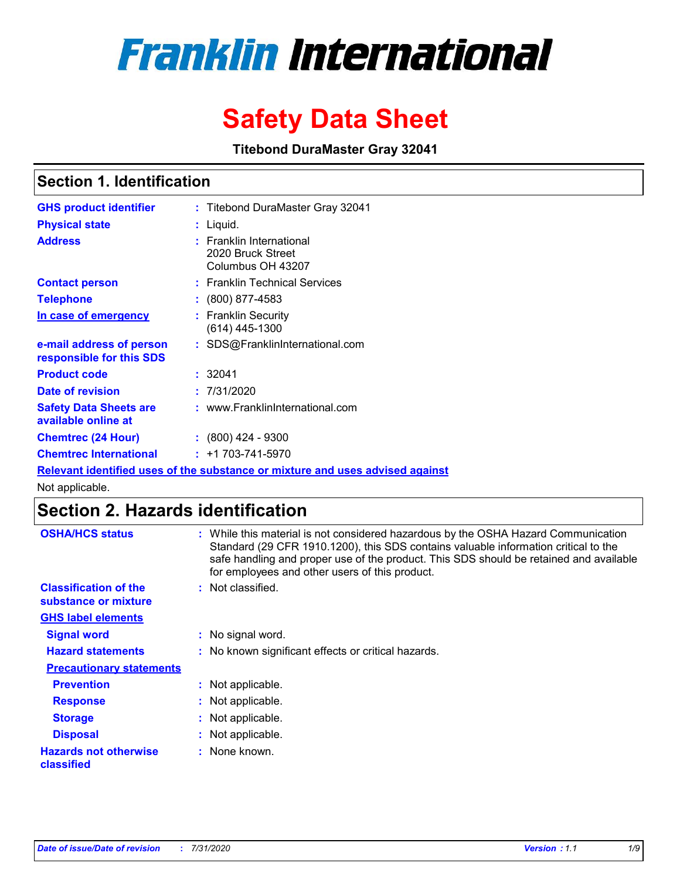# Franklin International

# Safety Data Sheet

**Titebond DuraMaster Gray 32041**

## Section 1. Identification

| | |
|---|---|
| **GHS product identifier** | : Titebond DuraMaster Gray 32041 |
| **Physical state** | : Liquid. |
| **Address** | : Franklin International<br>2020 Bruck Street<br>Columbus OH 43207 |
| **Contact person** | : Franklin Technical Services |
| **Telephone** | : (800) 877-4583 |
| **In case of emergency** | : Franklin Security<br>(614) 445-1300 |
| **e-mail address of person responsible for this SDS** | : SDS@FranklinInternational.com |
| **Product code** | : 32041 |
| **Date of revision** | : 7/31/2020 |
| **Safety Data Sheets are available online at** | : www.FranklinInternational.com |
| **Chemtrec (24 Hour)** | : (800) 424 - 9300 |
| **Chemtrec International** | : +1 703-741-5970 |

**Relevant identified uses of the substance or mixture and uses advised against**

Not applicable.

## Section 2. Hazards identification

| | |
|---|---|
| **OSHA/HCS status** | : While this material is not considered hazardous by the OSHA Hazard Communication Standard (29 CFR 1910.1200), this SDS contains valuable information critical to the safe handling and proper use of the product. This SDS should be retained and available for employees and other users of this product. |
| **Classification of the substance or mixture** | : Not classified. |

**GHS label elements**

| | |
|---|---|
| **Signal word** | : No signal word. |
| **Hazard statements** | : No known significant effects or critical hazards. |

**Precautionary statements**

| | |
|---|---|
| **Prevention** | : Not applicable. |
| **Response** | : Not applicable. |
| **Storage** | : Not applicable. |
| **Disposal** | : Not applicable. |
| **Hazards not otherwise classified** | : None known. |

*Date of issue/Date of revision : 7/31/2020* *Version : 1.1*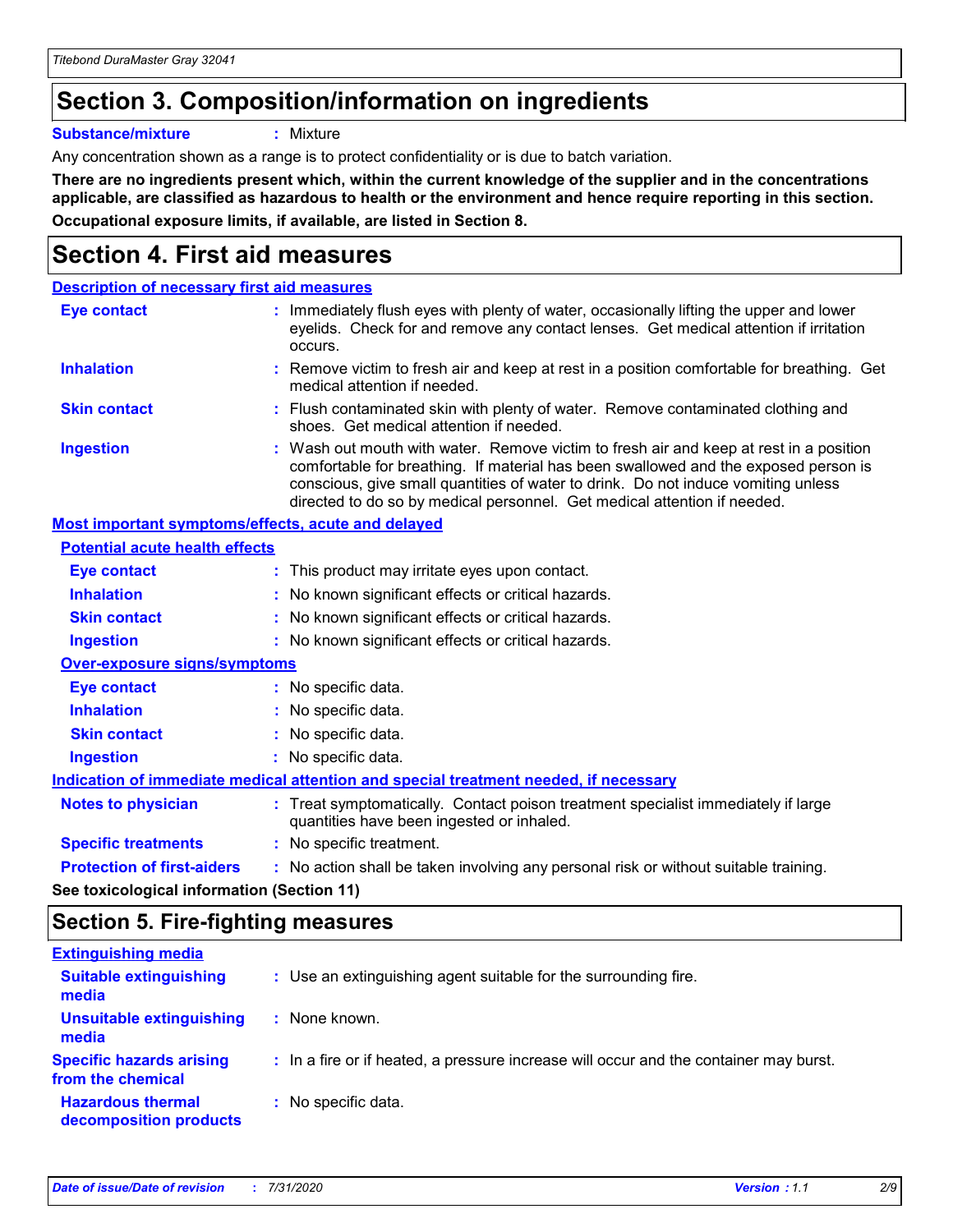## Section 3. Composition/information on ingredients

**Substance/mixture** : Mixture

Any concentration shown as a range is to protect confidentiality or is due to batch variation.

**There are no ingredients present which, within the current knowledge of the supplier and in the concentrations applicable, are classified as hazardous to health or the environment and hence require reporting in this section.**

**Occupational exposure limits, if available, are listed in Section 8.**

## Section 4. First aid measures

**Description of necessary first aid measures**

**Eye contact** : Immediately flush eyes with plenty of water, occasionally lifting the upper and lower eyelids. Check for and remove any contact lenses. Get medical attention if irritation occurs.

**Inhalation** : Remove victim to fresh air and keep at rest in a position comfortable for breathing. Get medical attention if needed.

**Skin contact** : Flush contaminated skin with plenty of water. Remove contaminated clothing and shoes. Get medical attention if needed.

**Ingestion** : Wash out mouth with water. Remove victim to fresh air and keep at rest in a position comfortable for breathing. If material has been swallowed and the exposed person is conscious, give small quantities of water to drink. Do not induce vomiting unless directed to do so by medical personnel. Get medical attention if needed.

**Most important symptoms/effects, acute and delayed**

**Potential acute health effects**

**Eye contact** : This product may irritate eyes upon contact.

**Inhalation** : No known significant effects or critical hazards.

**Skin contact** : No known significant effects or critical hazards.

**Ingestion** : No known significant effects or critical hazards.

**Over-exposure signs/symptoms**

**Eye contact** : No specific data.

**Inhalation** : No specific data.

**Skin contact** : No specific data.

**Ingestion** : No specific data.

**Indication of immediate medical attention and special treatment needed, if necessary**

**Notes to physician** : Treat symptomatically. Contact poison treatment specialist immediately if large quantities have been ingested or inhaled.

**Specific treatments** : No specific treatment.

**Protection of first-aiders** : No action shall be taken involving any personal risk or without suitable training.

**See toxicological information (Section 11)**

## Section 5. Fire-fighting measures

**Extinguishing media**

**Suitable extinguishing media** : Use an extinguishing agent suitable for the surrounding fire.

**Unsuitable extinguishing media** : None known.

**Specific hazards arising from the chemical** : In a fire or if heated, a pressure increase will occur and the container may burst.

**Hazardous thermal decomposition products** : No specific data.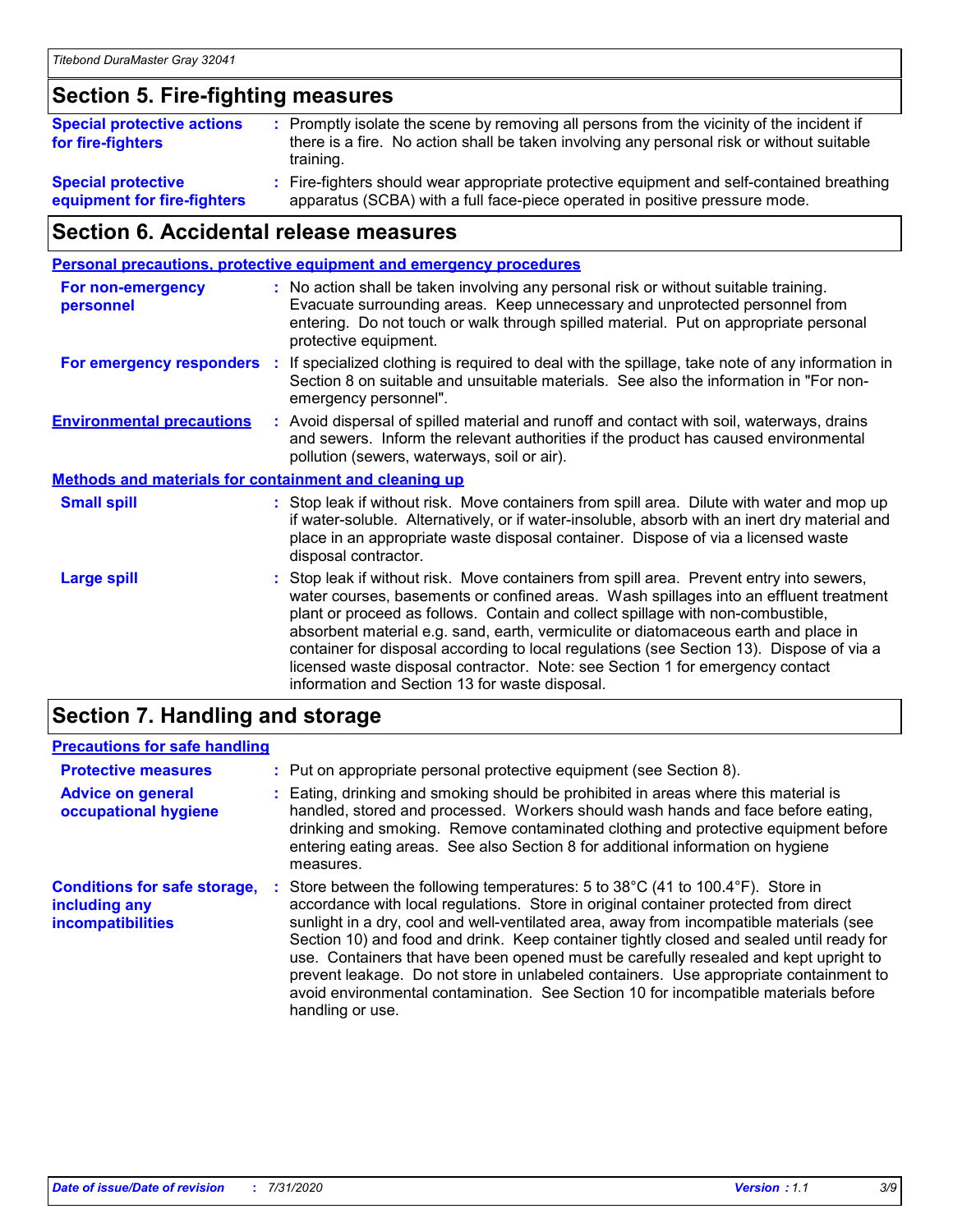## Section 5. Fire-fighting measures

**Special protective actions for fire-fighters** : Promptly isolate the scene by removing all persons from the vicinity of the incident if there is a fire. No action shall be taken involving any personal risk or without suitable training.

**Special protective equipment for fire-fighters** : Fire-fighters should wear appropriate protective equipment and self-contained breathing apparatus (SCBA) with a full face-piece operated in positive pressure mode.

## Section 6. Accidental release measures

### Personal precautions, protective equipment and emergency procedures

**For non-emergency personnel** : No action shall be taken involving any personal risk or without suitable training. Evacuate surrounding areas. Keep unnecessary and unprotected personnel from entering. Do not touch or walk through spilled material. Put on appropriate personal protective equipment.

**For emergency responders** : If specialized clothing is required to deal with the spillage, take note of any information in Section 8 on suitable and unsuitable materials. See also the information in "For non-emergency personnel".

**Environmental precautions** : Avoid dispersal of spilled material and runoff and contact with soil, waterways, drains and sewers. Inform the relevant authorities if the product has caused environmental pollution (sewers, waterways, soil or air).

### Methods and materials for containment and cleaning up

**Small spill** : Stop leak if without risk. Move containers from spill area. Dilute with water and mop up if water-soluble. Alternatively, or if water-insoluble, absorb with an inert dry material and place in an appropriate waste disposal container. Dispose of via a licensed waste disposal contractor.

**Large spill** : Stop leak if without risk. Move containers from spill area. Prevent entry into sewers, water courses, basements or confined areas. Wash spillages into an effluent treatment plant or proceed as follows. Contain and collect spillage with non-combustible, absorbent material e.g. sand, earth, vermiculite or diatomaceous earth and place in container for disposal according to local regulations (see Section 13). Dispose of via a licensed waste disposal contractor. Note: see Section 1 for emergency contact information and Section 13 for waste disposal.

## Section 7. Handling and storage

### Precautions for safe handling

**Protective measures** : Put on appropriate personal protective equipment (see Section 8).

**Advice on general occupational hygiene** : Eating, drinking and smoking should be prohibited in areas where this material is handled, stored and processed. Workers should wash hands and face before eating, drinking and smoking. Remove contaminated clothing and protective equipment before entering eating areas. See also Section 8 for additional information on hygiene measures.

**Conditions for safe storage, including any incompatibilities** : Store between the following temperatures: 5 to 38°C (41 to 100.4°F). Store in accordance with local regulations. Store in original container protected from direct sunlight in a dry, cool and well-ventilated area, away from incompatible materials (see Section 10) and food and drink. Keep container tightly closed and sealed until ready for use. Containers that have been opened must be carefully resealed and kept upright to prevent leakage. Do not store in unlabeled containers. Use appropriate containment to avoid environmental contamination. See Section 10 for incompatible materials before handling or use.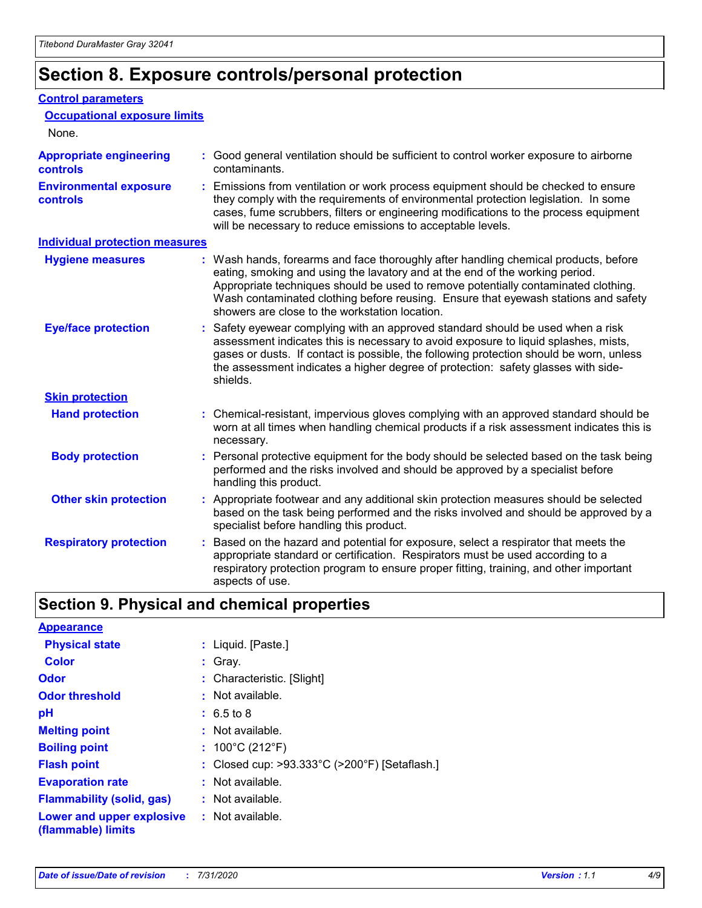## Section 8. Exposure controls/personal protection

### Control parameters

#### Occupational exposure limits

None.

**Appropriate engineering controls** : Good general ventilation should be sufficient to control worker exposure to airborne contaminants.

**Environmental exposure controls** : Emissions from ventilation or work process equipment should be checked to ensure they comply with the requirements of environmental protection legislation. In some cases, fume scrubbers, filters or engineering modifications to the process equipment will be necessary to reduce emissions to acceptable levels.

### Individual protection measures

**Hygiene measures** : Wash hands, forearms and face thoroughly after handling chemical products, before eating, smoking and using the lavatory and at the end of the working period. Appropriate techniques should be used to remove potentially contaminated clothing. Wash contaminated clothing before reusing. Ensure that eyewash stations and safety showers are close to the workstation location.

**Eye/face protection** : Safety eyewear complying with an approved standard should be used when a risk assessment indicates this is necessary to avoid exposure to liquid splashes, mists, gases or dusts. If contact is possible, the following protection should be worn, unless the assessment indicates a higher degree of protection: safety glasses with side-shields.

#### Skin protection

**Hand protection** : Chemical-resistant, impervious gloves complying with an approved standard should be worn at all times when handling chemical products if a risk assessment indicates this is necessary.

**Body protection** : Personal protective equipment for the body should be selected based on the task being performed and the risks involved and should be approved by a specialist before handling this product.

**Other skin protection** : Appropriate footwear and any additional skin protection measures should be selected based on the task being performed and the risks involved and should be approved by a specialist before handling this product.

**Respiratory protection** : Based on the hazard and potential for exposure, select a respirator that meets the appropriate standard or certification. Respirators must be used according to a respiratory protection program to ensure proper fitting, training, and other important aspects of use.

## Section 9. Physical and chemical properties

### Appearance

**Physical state** : Liquid. [Paste.]

**Color** : Gray.

**Odor** : Characteristic. [Slight]

**Odor threshold** : Not available.

**pH** : 6.5 to 8

**Melting point** : Not available.

**Boiling point** : 100°C (212°F)

**Flash point** : Closed cup: >93.333°C (>200°F) [Setaflash.]

**Evaporation rate** : Not available.

**Flammability (solid, gas)** : Not available.

**Lower and upper explosive (flammable) limits** : Not available.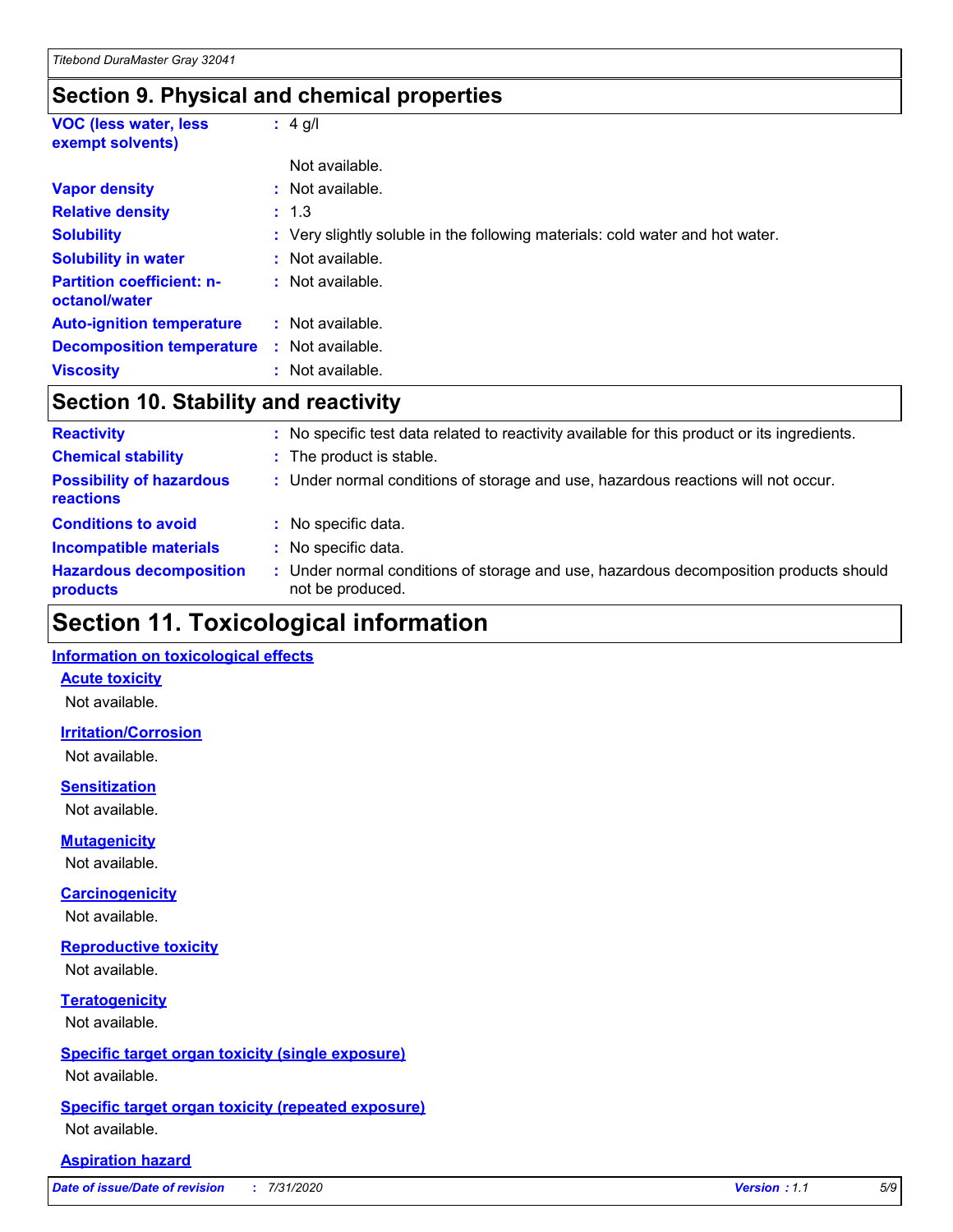## Section 9. Physical and chemical properties

| | | |
|---|---|---|
| **VOC (less water, less exempt solvents)** | : | 4 g/l |
| | | Not available. |
| **Vapor density** | : | Not available. |
| **Relative density** | : | 1.3 |
| **Solubility** | : | Very slightly soluble in the following materials: cold water and hot water. |
| **Solubility in water** | : | Not available. |
| **Partition coefficient: n-octanol/water** | : | Not available. |
| **Auto-ignition temperature** | : | Not available. |
| **Decomposition temperature** | : | Not available. |
| **Viscosity** | : | Not available. |

## Section 10. Stability and reactivity

| | | |
|---|---|---|
| **Reactivity** | : | No specific test data related to reactivity available for this product or its ingredients. |
| **Chemical stability** | : | The product is stable. |
| **Possibility of hazardous reactions** | : | Under normal conditions of storage and use, hazardous reactions will not occur. |
| **Conditions to avoid** | : | No specific data. |
| **Incompatible materials** | : | No specific data. |
| **Hazardous decomposition products** | : | Under normal conditions of storage and use, hazardous decomposition products should not be produced. |

# Section 11. Toxicological information

### Information on toxicological effects

#### Acute toxicity

Not available.

#### Irritation/Corrosion

Not available.

#### Sensitization

Not available.

#### Mutagenicity

Not available.

#### Carcinogenicity

Not available.

#### Reproductive toxicity

Not available.

#### Teratogenicity

Not available.

#### Specific target organ toxicity (single exposure)

Not available.

#### Specific target organ toxicity (repeated exposure)

Not available.

#### Aspiration hazard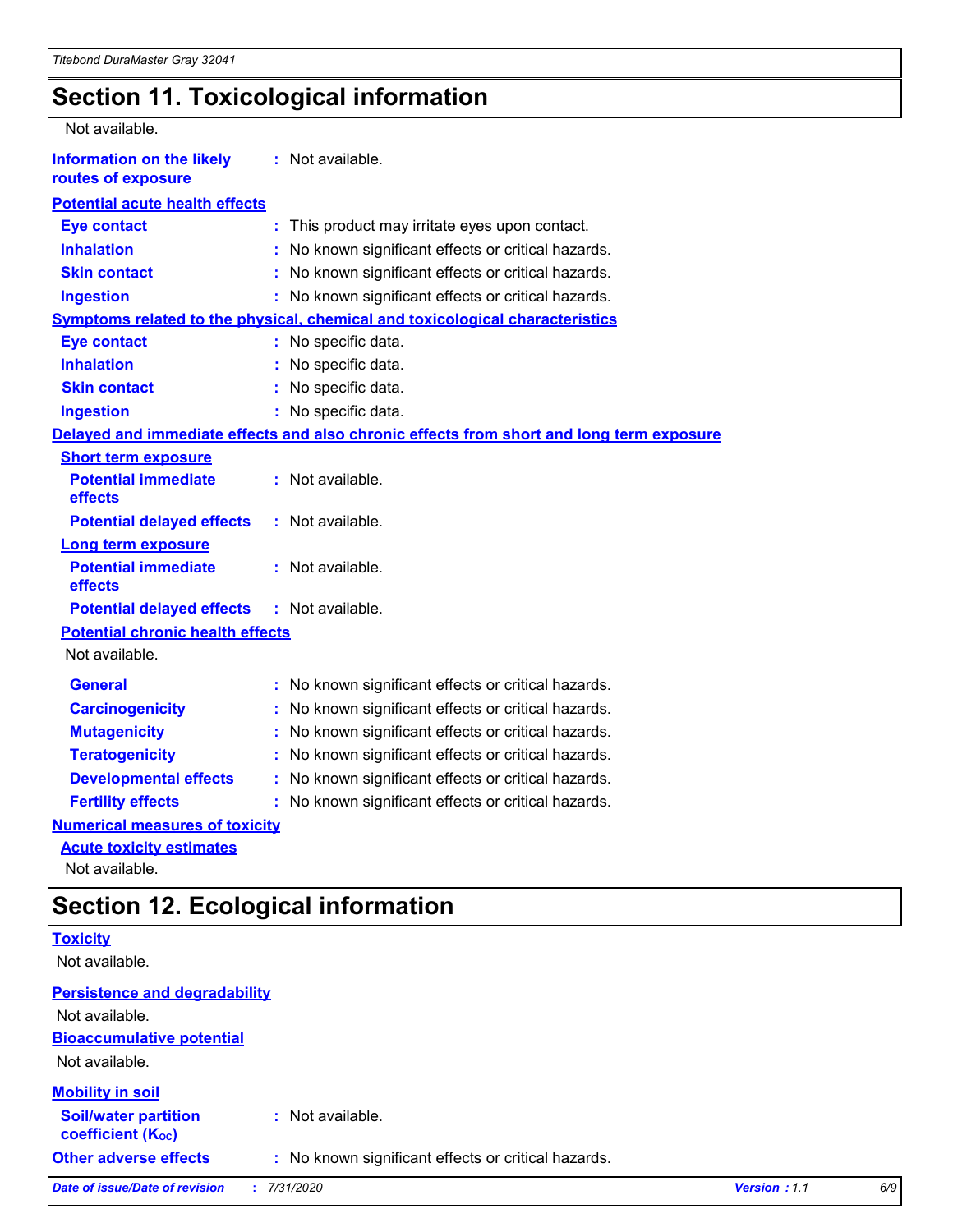# Section 11. Toxicological information

Not available.

**Information on the likely routes of exposure** : Not available.

**Potential acute health effects**

| | |
|---|---|
| **Eye contact** | : This product may irritate eyes upon contact. |
| **Inhalation** | : No known significant effects or critical hazards. |
| **Skin contact** | : No known significant effects or critical hazards. |
| **Ingestion** | : No known significant effects or critical hazards. |

**Symptoms related to the physical, chemical and toxicological characteristics**

| | |
|---|---|
| **Eye contact** | : No specific data. |
| **Inhalation** | : No specific data. |
| **Skin contact** | : No specific data. |
| **Ingestion** | : No specific data. |

**Delayed and immediate effects and also chronic effects from short and long term exposure**

**Short term exposure**

| | |
|---|---|
| **Potential immediate effects** | : Not available. |
| **Potential delayed effects** | : Not available. |

**Long term exposure**

| | |
|---|---|
| **Potential immediate effects** | : Not available. |
| **Potential delayed effects** | : Not available. |

**Potential chronic health effects**

Not available.

| | |
|---|---|
| **General** | : No known significant effects or critical hazards. |
| **Carcinogenicity** | : No known significant effects or critical hazards. |
| **Mutagenicity** | : No known significant effects or critical hazards. |
| **Teratogenicity** | : No known significant effects or critical hazards. |
| **Developmental effects** | : No known significant effects or critical hazards. |
| **Fertility effects** | : No known significant effects or critical hazards. |

**Numerical measures of toxicity**

**Acute toxicity estimates**

Not available.

# Section 12. Ecological information

**Toxicity**

Not available.

**Persistence and degradability**

Not available.

**Bioaccumulative potential**

Not available.

**Mobility in soil**

| | |
|---|---|
| **Soil/water partition coefficient ($K_{OC}$)** | : Not available. |
| **Other adverse effects** | : No known significant effects or critical hazards. |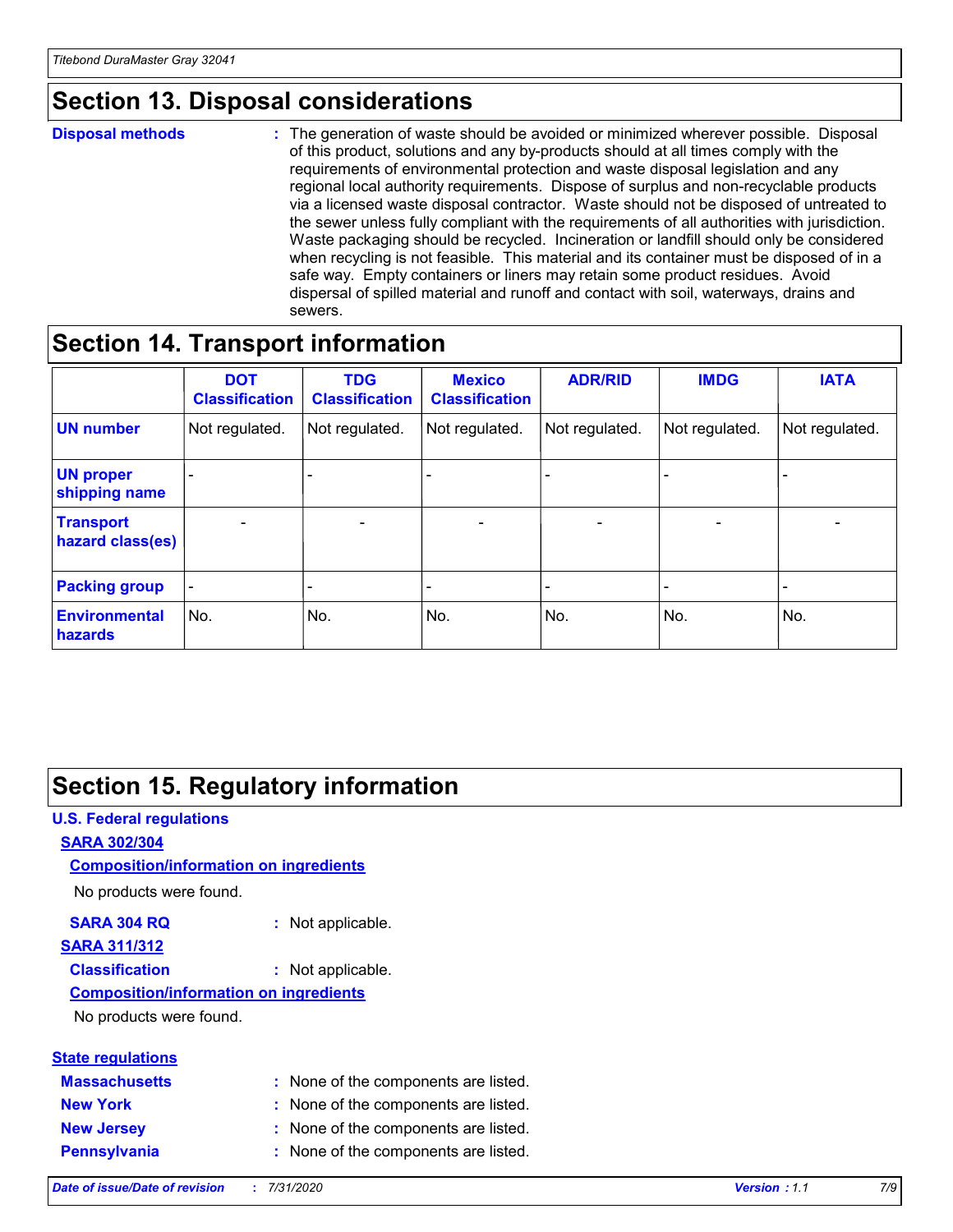## Section 13. Disposal considerations

**Disposal methods** : The generation of waste should be avoided or minimized wherever possible. Disposal of this product, solutions and any by-products should at all times comply with the requirements of environmental protection and waste disposal legislation and any regional local authority requirements. Dispose of surplus and non-recyclable products via a licensed waste disposal contractor. Waste should not be disposed of untreated to the sewer unless fully compliant with the requirements of all authorities with jurisdiction. Waste packaging should be recycled. Incineration or landfill should only be considered when recycling is not feasible. This material and its container must be disposed of in a safe way. Empty containers or liners may retain some product residues. Avoid dispersal of spilled material and runoff and contact with soil, waterways, drains and sewers.

## Section 14. Transport information

| | DOT Classification | TDG Classification | Mexico Classification | ADR/RID | IMDG | IATA |
|---|---|---|---|---|---|---|
| **UN number** | Not regulated. | Not regulated. | Not regulated. | Not regulated. | Not regulated. | Not regulated. |
| **UN proper shipping name** | - | - | - | - | - | - |
| **Transport hazard class(es)** | - | - | - | - | - | - |
| **Packing group** | - | - | - | - | - | - |
| **Environmental hazards** | No. | No. | No. | No. | No. | No. |

## Section 15. Regulatory information

### U.S. Federal regulations

**SARA 302/304**

**Composition/information on ingredients**

No products were found.

**SARA 304 RQ** : Not applicable.

**SARA 311/312**

**Classification** : Not applicable.

**Composition/information on ingredients**

No products were found.

### State regulations

**Massachusetts** : None of the components are listed.

**New York** : None of the components are listed.

**New Jersey** : None of the components are listed.

**Pennsylvania** : None of the components are listed.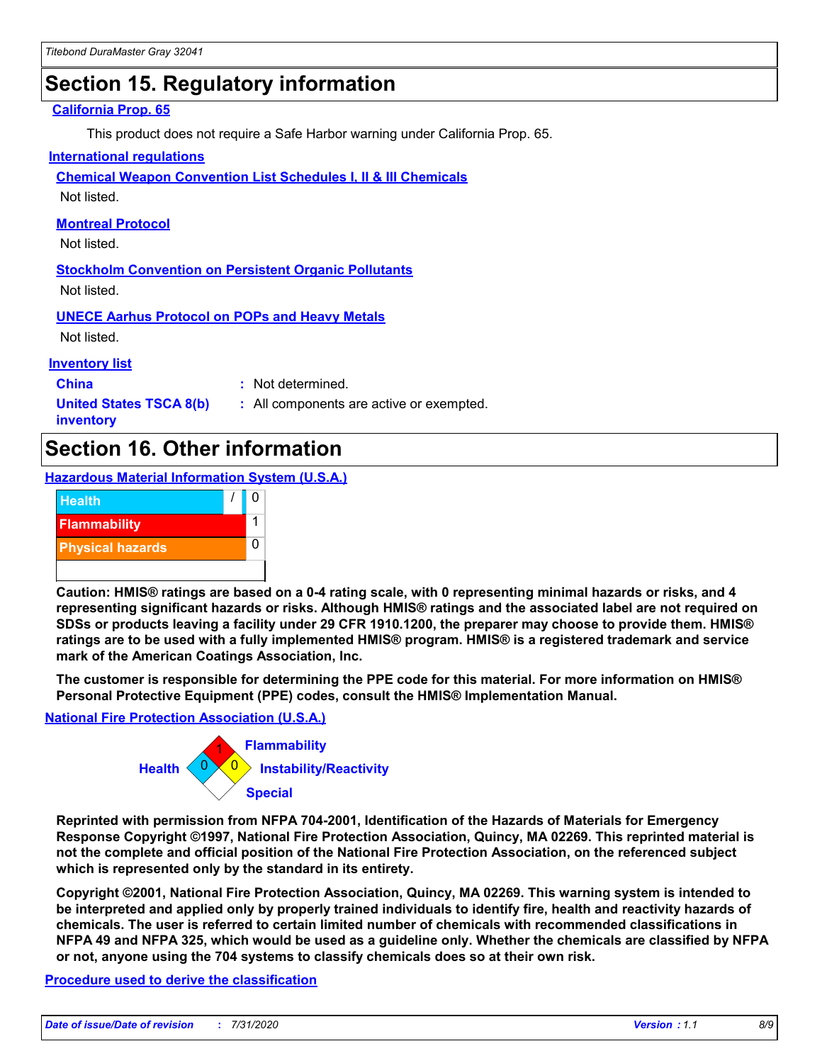## Section 15. Regulatory information

### California Prop. 65

This product does not require a Safe Harbor warning under California Prop. 65.

### International regulations

**Chemical Weapon Convention List Schedules I, II & III Chemicals**

Not listed.

**Montreal Protocol**

Not listed.

**Stockholm Convention on Persistent Organic Pollutants**

Not listed.

**UNECE Aarhus Protocol on POPs and Heavy Metals**

Not listed.

### Inventory list

| | |
|---|---|
| **China** | : Not determined. |
| **United States TSCA 8(b) inventory** | : All components are active or exempted. |

## Section 16. Other information

### Hazardous Material Information System (U.S.A.)

| | |
|---|---|
| Health | / 0 |
| Flammability | 1 |
| Physical hazards | 0 |

**Caution: HMIS® ratings are based on a 0-4 rating scale, with 0 representing minimal hazards or risks, and 4 representing significant hazards or risks. Although HMIS® ratings and the associated label are not required on SDSs or products leaving a facility under 29 CFR 1910.1200, the preparer may choose to provide them. HMIS® ratings are to be used with a fully implemented HMIS® program. HMIS® is a registered trademark and service mark of the American Coatings Association, Inc.**

**The customer is responsible for determining the PPE code for this material. For more information on HMIS® Personal Protective Equipment (PPE) codes, consult the HMIS® Implementation Manual.**

### National Fire Protection Association (U.S.A.)

| | |
|---|---|
| Health | 0 |
| Flammability | 1 |
| Instability/Reactivity | 0 |
| Special | |

**Reprinted with permission from NFPA 704-2001, Identification of the Hazards of Materials for Emergency Response Copyright ©1997, National Fire Protection Association, Quincy, MA 02269. This reprinted material is not the complete and official position of the National Fire Protection Association, on the referenced subject which is represented only by the standard in its entirety.**

**Copyright ©2001, National Fire Protection Association, Quincy, MA 02269. This warning system is intended to be interpreted and applied only by properly trained individuals to identify fire, health and reactivity hazards of chemicals. The user is referred to certain limited number of chemicals with recommended classifications in NFPA 49 and NFPA 325, which would be used as a guideline only. Whether the chemicals are classified by NFPA or not, anyone using the 704 systems to classify chemicals does so at their own risk.**

### Procedure used to derive the classification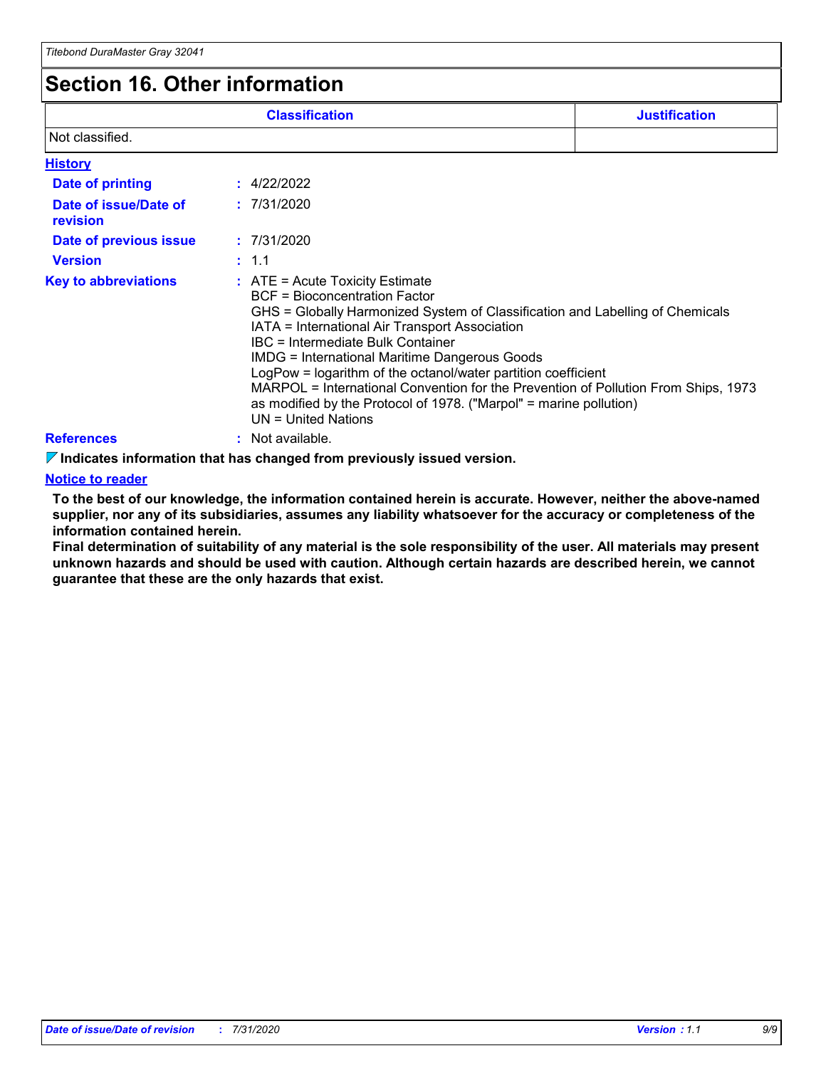## Section 16. Other information

| Classification | Justification |
| --- | --- |
| Not classified. | |

### History

**Date of printing** : 4/22/2022

**Date of issue/Date of revision** : 7/31/2020

**Date of previous issue** : 7/31/2020

**Version** : 1.1

**Key to abbreviations** : ATE = Acute Toxicity Estimate
BCF = Bioconcentration Factor
GHS = Globally Harmonized System of Classification and Labelling of Chemicals
IATA = International Air Transport Association
IBC = Intermediate Bulk Container
IMDG = International Maritime Dangerous Goods
LogPow = logarithm of the octanol/water partition coefficient
MARPOL = International Convention for the Prevention of Pollution From Ships, 1973 as modified by the Protocol of 1978. ("Marpol" = marine pollution)
UN = United Nations

**References** : Not available.

**Indicates information that has changed from previously issued version.**

### Notice to reader

**To the best of our knowledge, the information contained herein is accurate. However, neither the above-named supplier, nor any of its subsidiaries, assumes any liability whatsoever for the accuracy or completeness of the information contained herein.**

**Final determination of suitability of any material is the sole responsibility of the user. All materials may present unknown hazards and should be used with caution. Although certain hazards are described herein, we cannot guarantee that these are the only hazards that exist.**